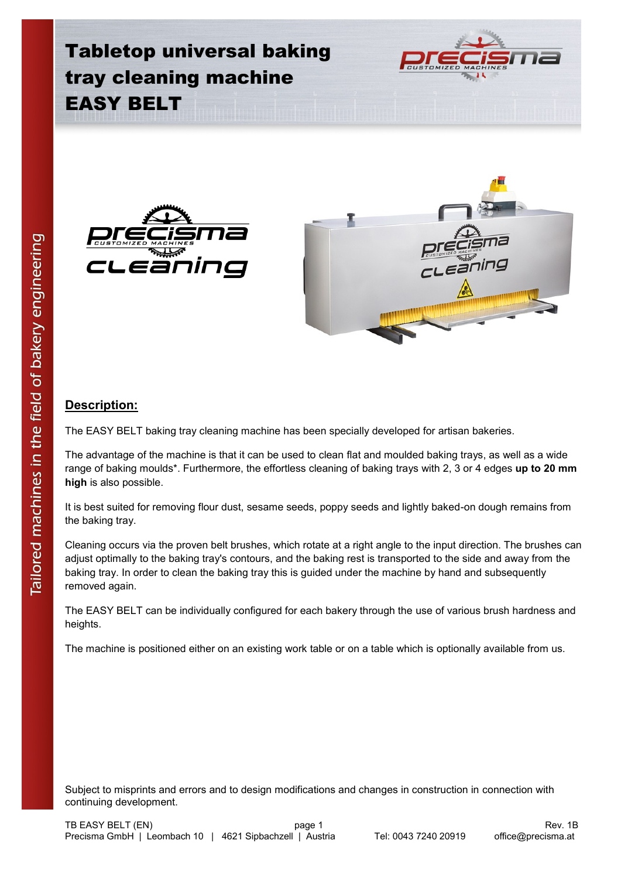# Tabletop universal baking tray cleaning machine EASY BELT

Tailored machines in the field of bakery engineering

## Description:

The EASY BELT baking tray cleaning machine has been specially developed for artisan bakeries.

The advantage of the machine is that it can be used to clean flat and moulded baking trays, as well as a wide range of baking moulds*. Furthermore, the effortless cleaning of baking trays with 2, 3 or 4 edges **up to 20 mm high** is also possible.

It is best suited for removing flour dust, sesame seeds, poppy seeds and lightly baked-on dough remains from the baking tray.

Cleaning occurs via the proven belt brushes, which rotate at a right angle to the input direction. The brushes can adjust optimally to the baking tray's contours, and the baking rest is transported to the side and away from the baking tray. In order to clean the baking tray this is guided under the machine by hand and subsequently removed again.

The EASY BELT can be individually configured for each bakery through the use of various brush hardness and heights.

The machine is positioned either on an existing work table or on a table which is optionally available from us.

Subject to misprints and errors and to design modifications and changes in construction in connection with continuing development.

TB EASY BELT (EN) Rev. 1B
Precisma GmbH | Leombach 10 | 4621 Sipbachzell | Austria Tel: 0043 7240 20919 office@precisma.at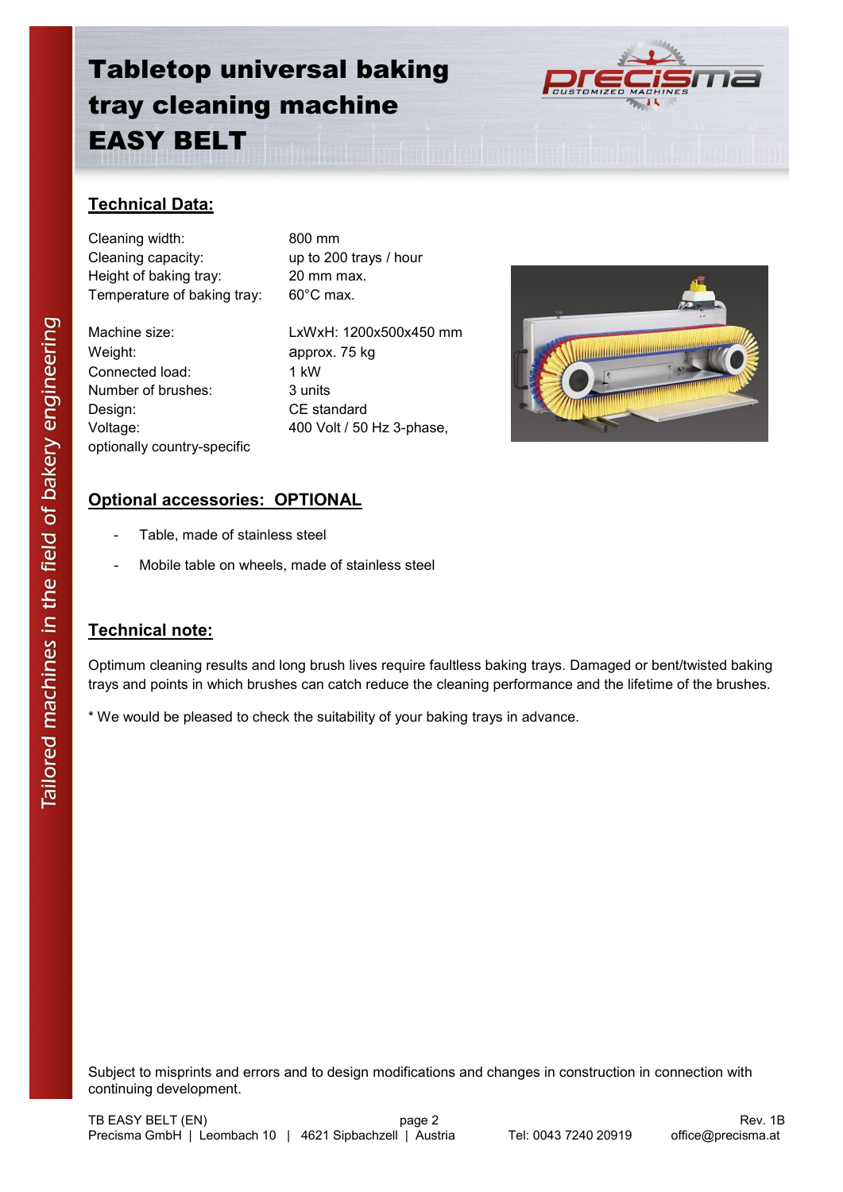# Tabletop universal baking tray cleaning machine EASY BELT

## Technical Data:

| | |
|---|---|
| Cleaning width: | 800 mm |
| Cleaning capacity: | up to 200 trays / hour |
| Height of baking tray: | 20 mm max. |
| Temperature of baking tray: | 60°C max. |
| Machine size: | LxWxH: 1200x500x450 mm |
| Weight: | approx. 75 kg |
| Connected load: | 1 kW |
| Number of brushes: | 3 units |
| Design: | CE standard |
| Voltage: | 400 Volt / 50 Hz 3-phase, |

optionally country-specific

## Optional accessories: OPTIONAL

- Table, made of stainless steel
- Mobile table on wheels, made of stainless steel

## Technical note:

Optimum cleaning results and long brush lives require faultless baking trays. Damaged or bent/twisted baking trays and points in which brushes can catch reduce the cleaning performance and the lifetime of the brushes.

* We would be pleased to check the suitability of your baking trays in advance.

Subject to misprints and errors and to design modifications and changes in construction in connection with continuing development.

TB EASY BELT (EN) Rev. 1B
Precisma GmbH | Leombach 10 | 4621 Sipbachzell | Austria Tel: 0043 7240 20919 office@precisma.at